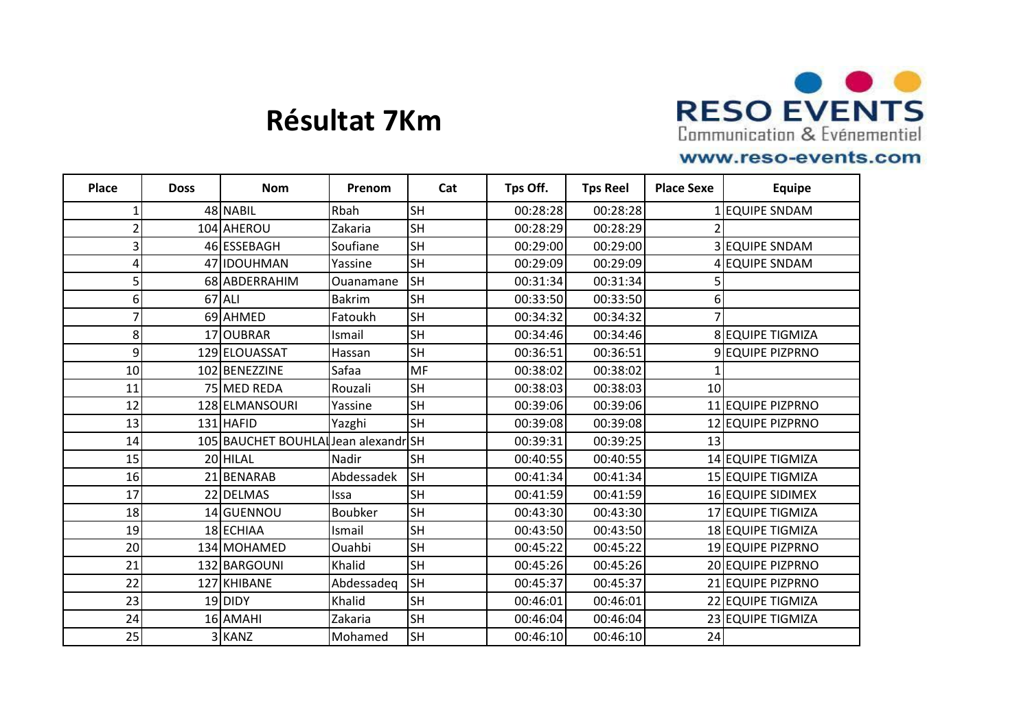# Résultat 7Km

RESO EVENTS
Communication & Evénementiel
www.reso-events.com

| Place | Doss | Nom | Prenom | Cat | Tps Off. | Tps Reel | Place Sexe | Equipe |
|---|---|---|---|---|---|---|---|---|
| 1 | 48 | NABIL | Rbah | SH | 00:28:28 | 00:28:28 | 1 | EQUIPE SNDAM |
| 2 | 104 | AHEROU | Zakaria | SH | 00:28:29 | 00:28:29 | 2 | |
| 3 | 46 | ESSEBAGH | Soufiane | SH | 00:29:00 | 00:29:00 | 3 | EQUIPE SNDAM |
| 4 | 47 | IDOUHMAN | Yassine | SH | 00:29:09 | 00:29:09 | 4 | EQUIPE SNDAM |
| 5 | 68 | ABDERRAHIM | Ouanamane | SH | 00:31:34 | 00:31:34 | 5 | |
| 6 | 67 | ALI | Bakrim | SH | 00:33:50 | 00:33:50 | 6 | |
| 7 | 69 | AHMED | Fatoukh | SH | 00:34:32 | 00:34:32 | 7 | |
| 8 | 17 | OUBRAR | Ismail | SH | 00:34:46 | 00:34:46 | 8 | EQUIPE TIGMIZA |
| 9 | 129 | ELOUASSAT | Hassan | SH | 00:36:51 | 00:36:51 | 9 | EQUIPE PIZPRNO |
| 10 | 102 | BENEZZINE | Safaa | MF | 00:38:02 | 00:38:02 | 1 | |
| 11 | 75 | MED REDA | Rouzali | SH | 00:38:03 | 00:38:03 | 10 | |
| 12 | 128 | ELMANSOURI | Yassine | SH | 00:39:06 | 00:39:06 | 11 | EQUIPE PIZPRNO |
| 13 | 131 | HAFID | Yazghi | SH | 00:39:08 | 00:39:08 | 12 | EQUIPE PIZPRNO |
| 14 | 105 | BAUCHET BOUHLAL | Jean alexandr | SH | 00:39:31 | 00:39:25 | 13 | |
| 15 | 20 | HILAL | Nadir | SH | 00:40:55 | 00:40:55 | 14 | EQUIPE TIGMIZA |
| 16 | 21 | BENARAB | Abdessadek | SH | 00:41:34 | 00:41:34 | 15 | EQUIPE TIGMIZA |
| 17 | 22 | DELMAS | Issa | SH | 00:41:59 | 00:41:59 | 16 | EQUIPE SIDIMEX |
| 18 | 14 | GUENNOU | Boubker | SH | 00:43:30 | 00:43:30 | 17 | EQUIPE TIGMIZA |
| 19 | 18 | ECHIAA | Ismail | SH | 00:43:50 | 00:43:50 | 18 | EQUIPE TIGMIZA |
| 20 | 134 | MOHAMED | Ouahbi | SH | 00:45:22 | 00:45:22 | 19 | EQUIPE PIZPRNO |
| 21 | 132 | BARGOUNI | Khalid | SH | 00:45:26 | 00:45:26 | 20 | EQUIPE PIZPRNO |
| 22 | 127 | KHIBANE | Abdessadeq | SH | 00:45:37 | 00:45:37 | 21 | EQUIPE PIZPRNO |
| 23 | 19 | DIDY | Khalid | SH | 00:46:01 | 00:46:01 | 22 | EQUIPE TIGMIZA |
| 24 | 16 | AMAHI | Zakaria | SH | 00:46:04 | 00:46:04 | 23 | EQUIPE TIGMIZA |
| 25 | 3 | KANZ | Mohamed | SH | 00:46:10 | 00:46:10 | 24 | |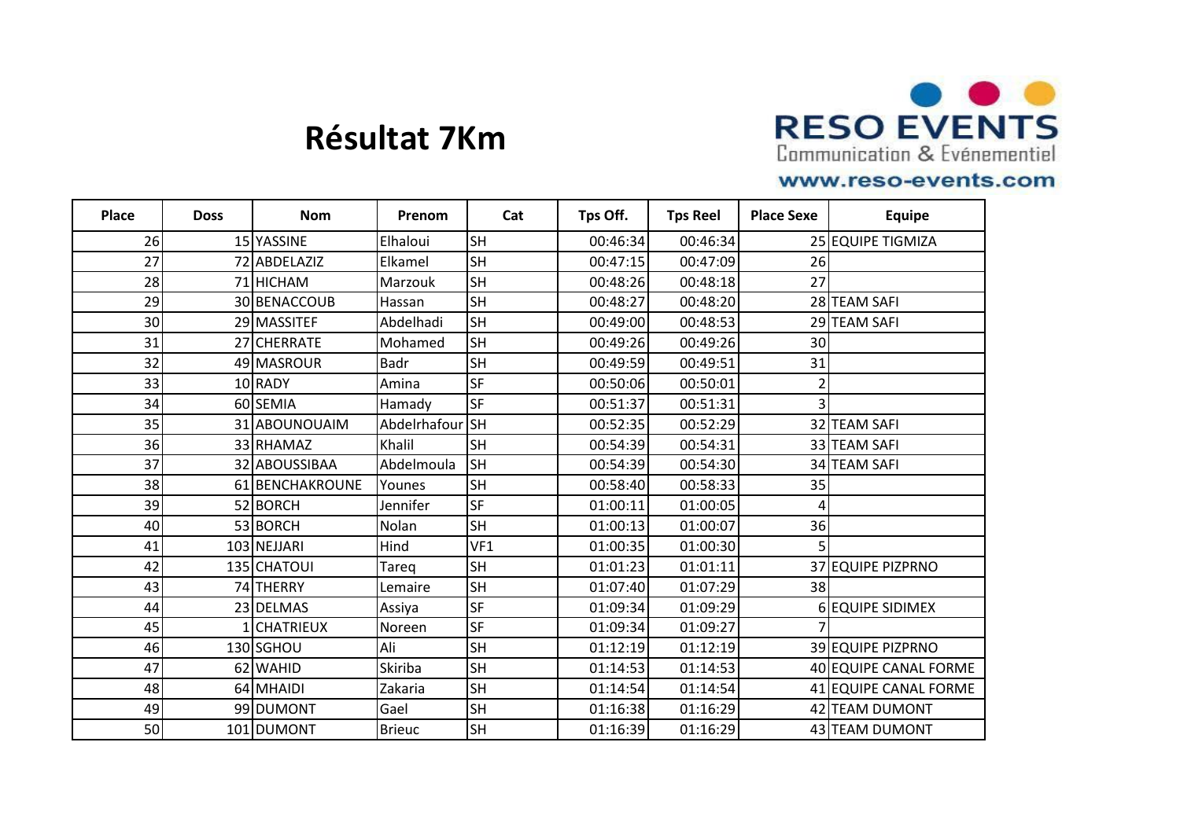# Résultat 7Km

RESO EVENTS
Communication & Evénementiel
www.reso-events.com

| Place | Doss | Nom | Prenom | Cat | Tps Off. | Tps Reel | Place Sexe | Equipe |
|---|---|---|---|---|---|---|---|---|
| 26 | 15 | YASSINE | Elhaloui | SH | 00:46:34 | 00:46:34 | 25 | EQUIPE TIGMIZA |
| 27 | 72 | ABDELAZIZ | Elkamel | SH | 00:47:15 | 00:47:09 | 26 | |
| 28 | 71 | HICHAM | Marzouk | SH | 00:48:26 | 00:48:18 | 27 | |
| 29 | 30 | BENACCOUB | Hassan | SH | 00:48:27 | 00:48:20 | 28 | TEAM SAFI |
| 30 | 29 | MASSITEF | Abdelhadi | SH | 00:49:00 | 00:48:53 | 29 | TEAM SAFI |
| 31 | 27 | CHERRATE | Mohamed | SH | 00:49:26 | 00:49:26 | 30 | |
| 32 | 49 | MASROUR | Badr | SH | 00:49:59 | 00:49:51 | 31 | |
| 33 | 10 | RADY | Amina | SF | 00:50:06 | 00:50:01 | 2 | |
| 34 | 60 | SEMIA | Hamady | SF | 00:51:37 | 00:51:31 | 3 | |
| 35 | 31 | ABOUNOUAIM | Abdelrhafour | SH | 00:52:35 | 00:52:29 | 32 | TEAM SAFI |
| 36 | 33 | RHAMAZ | Khalil | SH | 00:54:39 | 00:54:31 | 33 | TEAM SAFI |
| 37 | 32 | ABOUSSIBAA | Abdelmoula | SH | 00:54:39 | 00:54:30 | 34 | TEAM SAFI |
| 38 | 61 | BENCHAKROUNE | Younes | SH | 00:58:40 | 00:58:33 | 35 | |
| 39 | 52 | BORCH | Jennifer | SF | 01:00:11 | 01:00:05 | 4 | |
| 40 | 53 | BORCH | Nolan | SH | 01:00:13 | 01:00:07 | 36 | |
| 41 | 103 | NEJJARI | Hind | VF1 | 01:00:35 | 01:00:30 | 5 | |
| 42 | 135 | CHATOUI | Tareq | SH | 01:01:23 | 01:01:11 | 37 | EQUIPE PIZPRNO |
| 43 | 74 | THERRY | Lemaire | SH | 01:07:40 | 01:07:29 | 38 | |
| 44 | 23 | DELMAS | Assiya | SF | 01:09:34 | 01:09:29 | 6 | EQUIPE SIDIMEX |
| 45 | 1 | CHATRIEUX | Noreen | SF | 01:09:34 | 01:09:27 | 7 | |
| 46 | 130 | SGHOU | Ali | SH | 01:12:19 | 01:12:19 | 39 | EQUIPE PIZPRNO |
| 47 | 62 | WAHID | Skiriba | SH | 01:14:53 | 01:14:53 | 40 | EQUIPE CANAL FORME |
| 48 | 64 | MHAIDI | Zakaria | SH | 01:14:54 | 01:14:54 | 41 | EQUIPE CANAL FORME |
| 49 | 99 | DUMONT | Gael | SH | 01:16:38 | 01:16:29 | 42 | TEAM DUMONT |
| 50 | 101 | DUMONT | Brieuc | SH | 01:16:39 | 01:16:29 | 43 | TEAM DUMONT |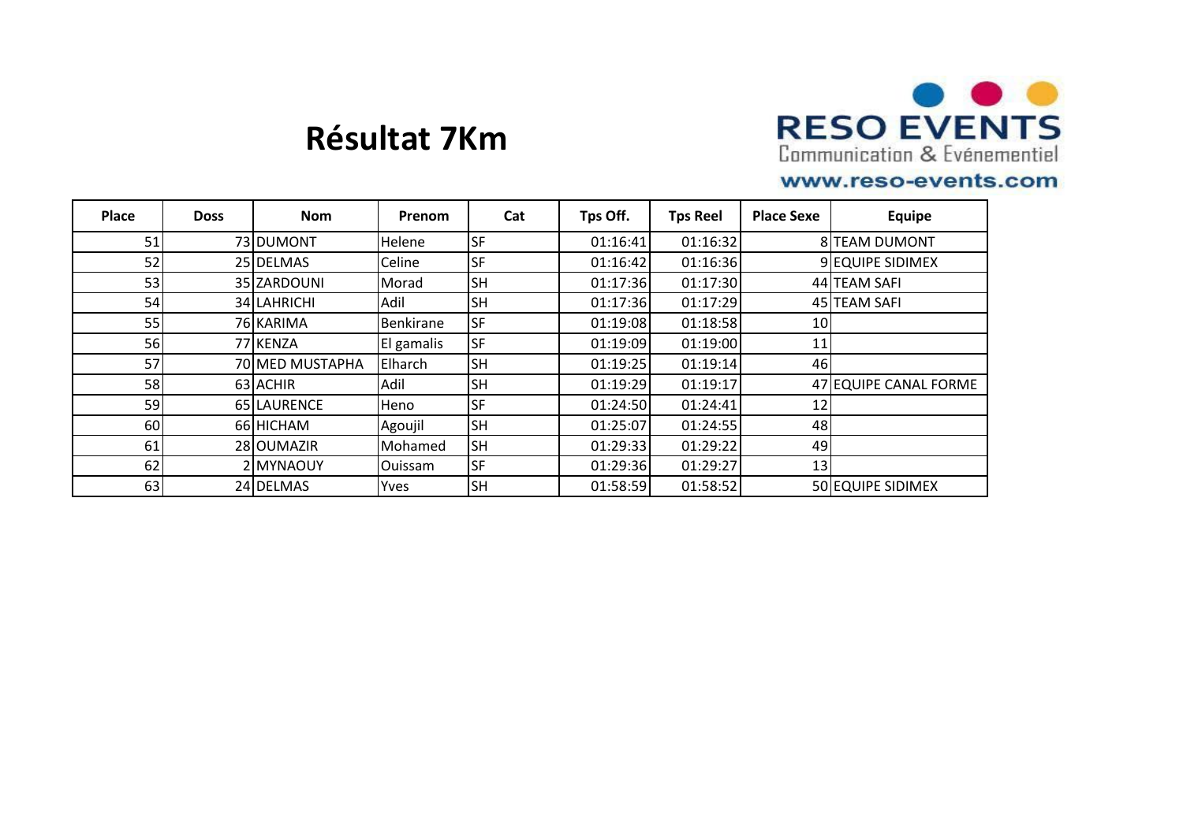# Résultat 7Km

RESO EVENTS
Communication & Evénementiel
www.reso-events.com

| Place | Doss | Nom | Prenom | Cat | Tps Off. | Tps Reel | Place Sexe | Equipe |
|---|---|---|---|---|---|---|---|---|
| 51 | 73 | DUMONT | Helene | SF | 01:16:41 | 01:16:32 | 8 | TEAM DUMONT |
| 52 | 25 | DELMAS | Celine | SF | 01:16:42 | 01:16:36 | 9 | EQUIPE SIDIMEX |
| 53 | 35 | ZARDOUNI | Morad | SH | 01:17:36 | 01:17:30 | 44 | TEAM SAFI |
| 54 | 34 | LAHRICHI | Adil | SH | 01:17:36 | 01:17:29 | 45 | TEAM SAFI |
| 55 | 76 | KARIMA | Benkirane | SF | 01:19:08 | 01:18:58 | 10 | |
| 56 | 77 | KENZA | El gamalis | SF | 01:19:09 | 01:19:00 | 11 | |
| 57 | 70 | MED MUSTAPHA | Elharch | SH | 01:19:25 | 01:19:14 | 46 | |
| 58 | 63 | ACHIR | Adil | SH | 01:19:29 | 01:19:17 | 47 | EQUIPE CANAL FORME |
| 59 | 65 | LAURENCE | Heno | SF | 01:24:50 | 01:24:41 | 12 | |
| 60 | 66 | HICHAM | Agoujil | SH | 01:25:07 | 01:24:55 | 48 | |
| 61 | 28 | OUMAZIR | Mohamed | SH | 01:29:33 | 01:29:22 | 49 | |
| 62 | 2 | MYNAOUY | Ouissam | SF | 01:29:36 | 01:29:27 | 13 | |
| 63 | 24 | DELMAS | Yves | SH | 01:58:59 | 01:58:52 | 50 | EQUIPE SIDIMEX |